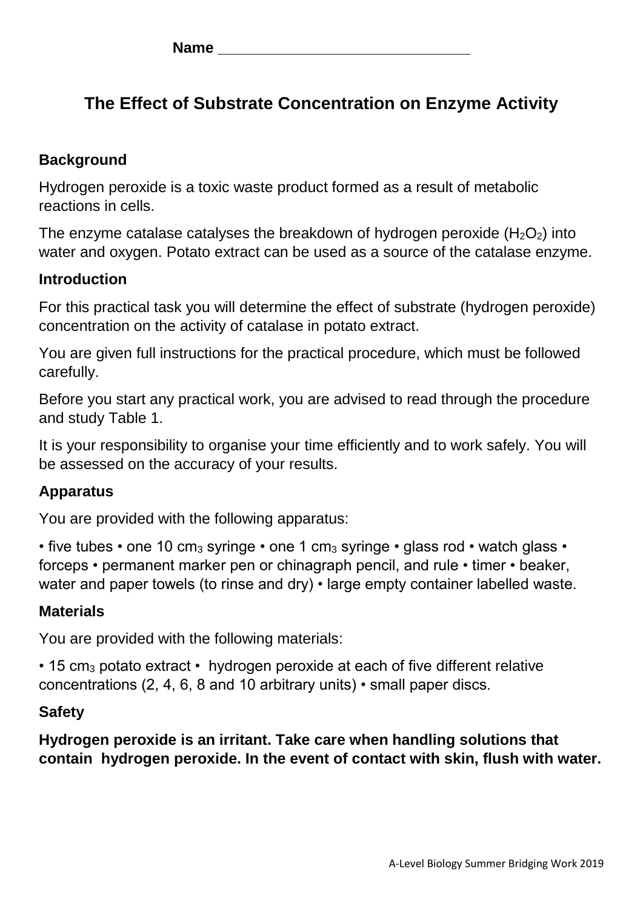**Name \_\_\_\_\_\_\_\_\_\_\_\_\_\_\_\_\_\_\_\_\_\_\_\_\_\_\_\_\_\_**

# The Effect of Substrate Concentration on Enzyme Activity

### Background

Hydrogen peroxide is a toxic waste product formed as a result of metabolic reactions in cells.

The enzyme catalase catalyses the breakdown of hydrogen peroxide ($H_2O_2$) into water and oxygen. Potato extract can be used as a source of the catalase enzyme.

### Introduction

For this practical task you will determine the effect of substrate (hydrogen peroxide) concentration on the activity of catalase in potato extract.

You are given full instructions for the practical procedure, which must be followed carefully.

Before you start any practical work, you are advised to read through the procedure and study Table 1.

It is your responsibility to organise your time efficiently and to work safely. You will be assessed on the accuracy of your results.

### Apparatus

You are provided with the following apparatus:

• five tubes • one 10 $cm_3$ syringe • one 1 $cm_3$ syringe • glass rod • watch glass • forceps • permanent marker pen or chinagraph pencil, and rule • timer • beaker, water and paper towels (to rinse and dry) • large empty container labelled waste.

### Materials

You are provided with the following materials:

• 15 $cm_3$ potato extract • hydrogen peroxide at each of five different relative concentrations (2, 4, 6, 8 and 10 arbitrary units) • small paper discs.

### Safety

**Hydrogen peroxide is an irritant. Take care when handling solutions that contain hydrogen peroxide. In the event of contact with skin, flush with water.**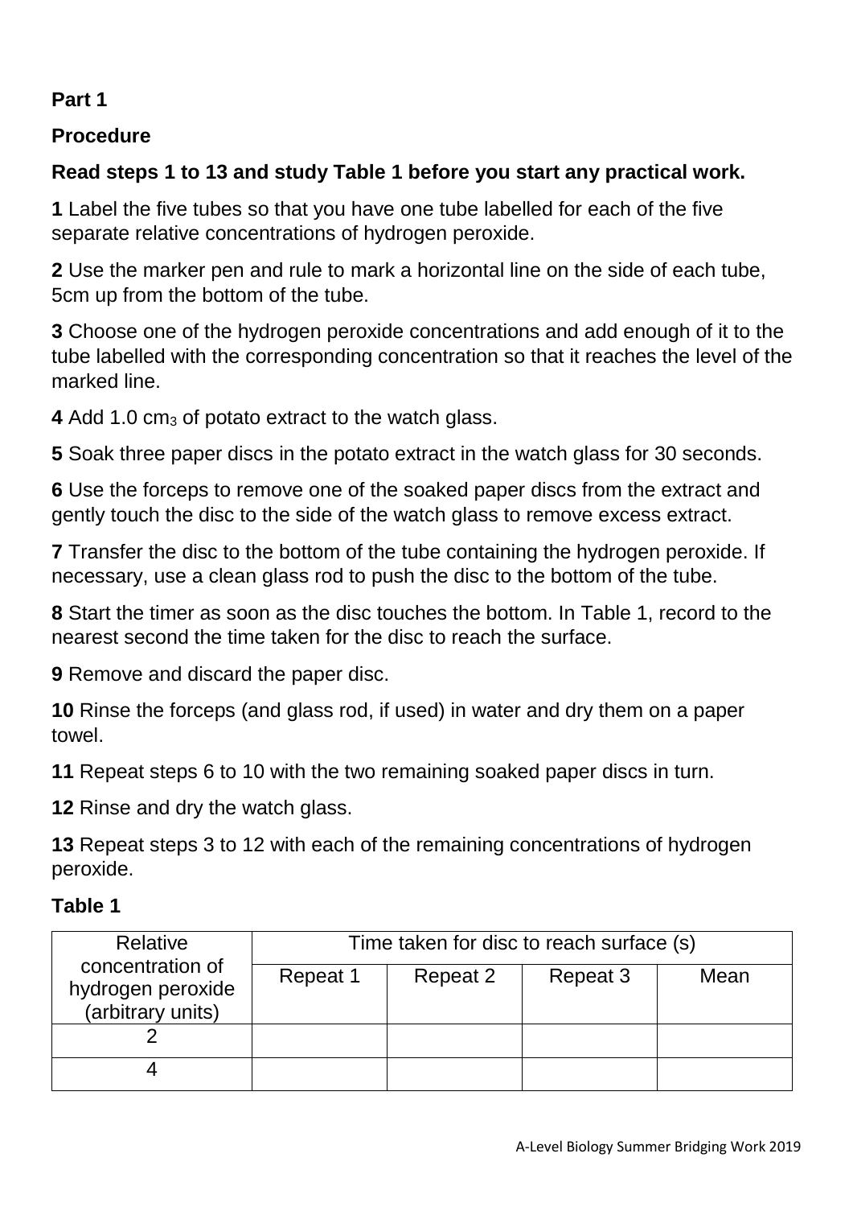**Part 1**

**Procedure**

**Read steps 1 to 13 and study Table 1 before you start any practical work.**

**1** Label the five tubes so that you have one tube labelled for each of the five separate relative concentrations of hydrogen peroxide.

**2** Use the marker pen and rule to mark a horizontal line on the side of each tube, 5cm up from the bottom of the tube.

**3** Choose one of the hydrogen peroxide concentrations and add enough of it to the tube labelled with the corresponding concentration so that it reaches the level of the marked line.

**4** Add 1.0 $cm_3$ of potato extract to the watch glass.

**5** Soak three paper discs in the potato extract in the watch glass for 30 seconds.

**6** Use the forceps to remove one of the soaked paper discs from the extract and gently touch the disc to the side of the watch glass to remove excess extract.

**7** Transfer the disc to the bottom of the tube containing the hydrogen peroxide. If necessary, use a clean glass rod to push the disc to the bottom of the tube.

**8** Start the timer as soon as the disc touches the bottom. In Table 1, record to the nearest second the time taken for the disc to reach the surface.

**9** Remove and discard the paper disc.

**10** Rinse the forceps (and glass rod, if used) in water and dry them on a paper towel.

**11** Repeat steps 6 to 10 with the two remaining soaked paper discs in turn.

**12** Rinse and dry the watch glass.

**13** Repeat steps 3 to 12 with each of the remaining concentrations of hydrogen peroxide.

**Table 1**

| Relative concentration of hydrogen peroxide (arbitrary units) | Time taken for disc to reach surface (s) | | | |
|---|---|---|---|---|
| | Repeat 1 | Repeat 2 | Repeat 3 | Mean |
| 2 | | | | |
| 4 | | | | |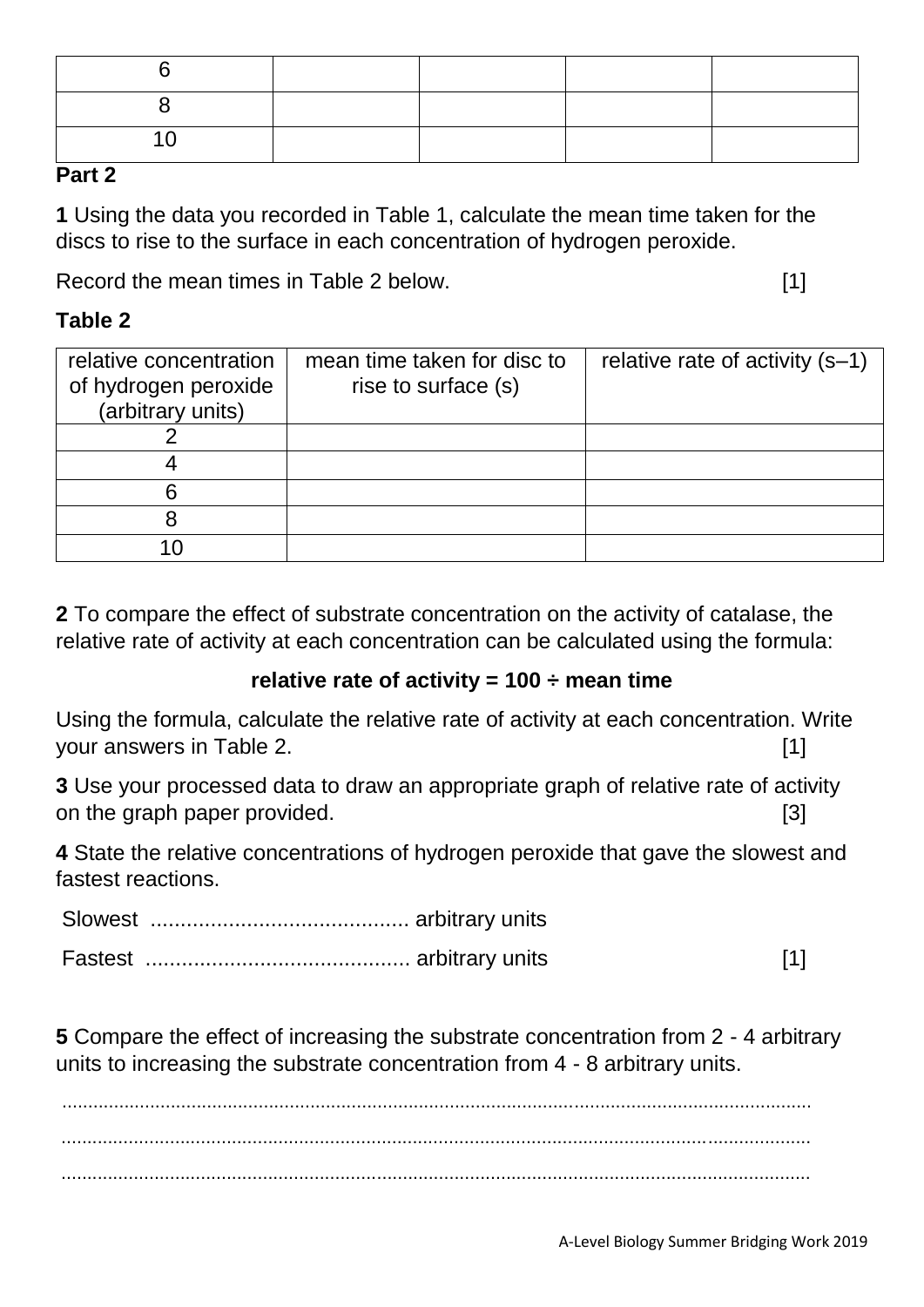| 6 | | | | |
| --- | --- | --- | --- | --- |
| 8 | | | | |
| 10 | | | | |

**Part 2**

**1** Using the data you recorded in Table 1, calculate the mean time taken for the discs to rise to the surface in each concentration of hydrogen peroxide.

Record the mean times in Table 2 below. [1]

**Table 2**

| relative concentration of hydrogen peroxide (arbitrary units) | mean time taken for disc to rise to surface (s) | relative rate of activity (s–1) |
| --- | --- | --- |
| 2 | | |
| 4 | | |
| 6 | | |
| 8 | | |
| 10 | | |

**2** To compare the effect of substrate concentration on the activity of catalase, the relative rate of activity at each concentration can be calculated using the formula:

**relative rate of activity = 100 ÷ mean time**

Using the formula, calculate the relative rate of activity at each concentration. Write your answers in Table 2. [1]

**3** Use your processed data to draw an appropriate graph of relative rate of activity on the graph paper provided. [3]

**4** State the relative concentrations of hydrogen peroxide that gave the slowest and fastest reactions.

Slowest ........................................... arbitrary units

Fastest ............................................ arbitrary units [1]

**5** Compare the effect of increasing the substrate concentration from 2 - 4 arbitrary units to increasing the substrate concentration from 4 - 8 arbitrary units.

....................................................................................................................................

....................................................................................................................................

....................................................................................................................................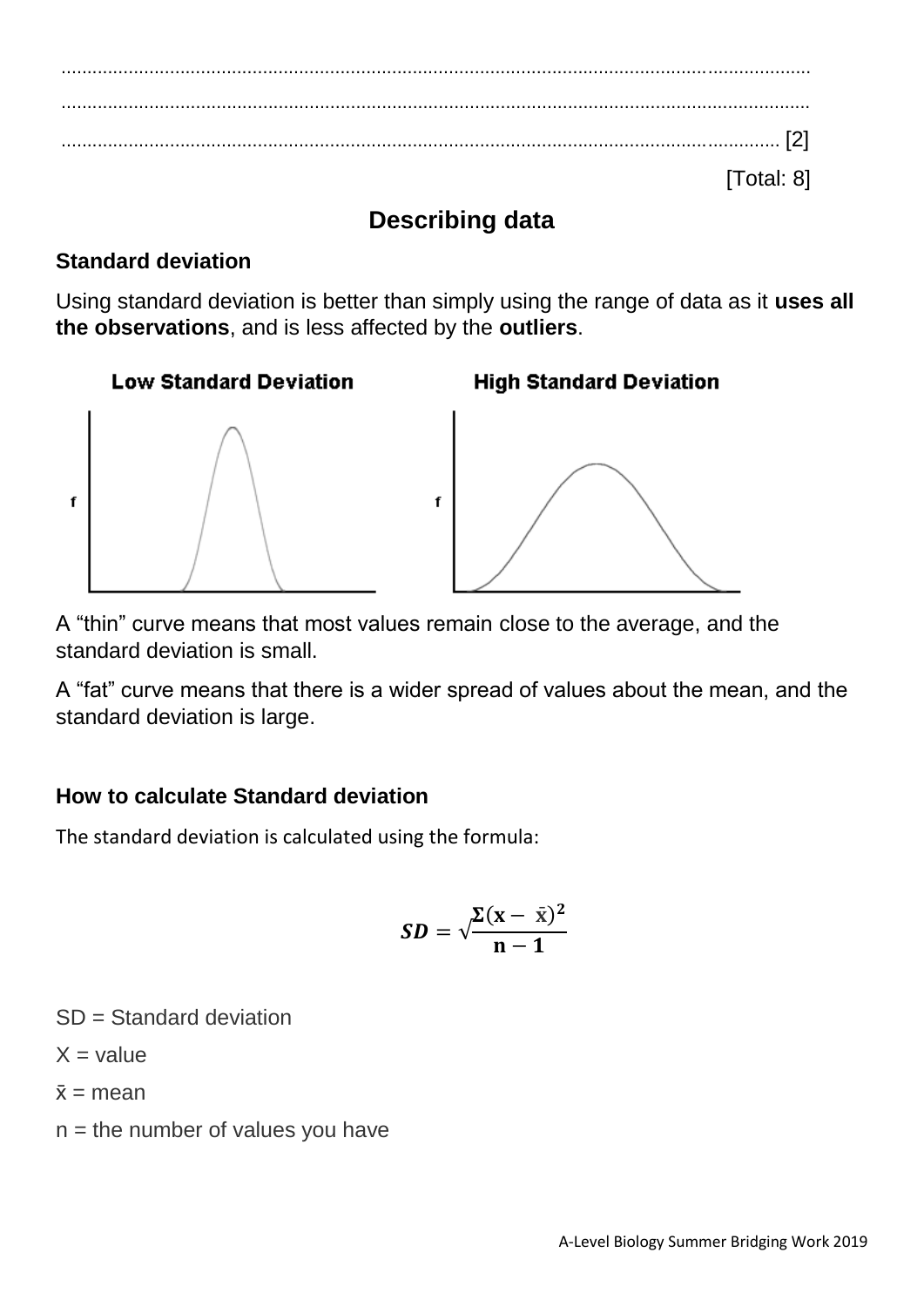........................................................................................................................................

........................................................................................................................................

........................................................................................................................................ [2]

[Total: 8]

## Describing data

### Standard deviation

Using standard deviation is better than simply using the range of data as it **uses all the observations**, and is less affected by the **outliers**.

**Low Standard Deviation** **High Standard Deviation**

A "thin" curve means that most values remain close to the average, and the standard deviation is small.

A "fat" curve means that there is a wider spread of values about the mean, and the standard deviation is large.

### How to calculate Standard deviation

The standard deviation is calculated using the formula:

$$SD = \sqrt{\frac{\Sigma(x - \bar{x})^2}{n - 1}}$$

SD = Standard deviation

X = value

$\bar{x}$ = mean

n = the number of values you have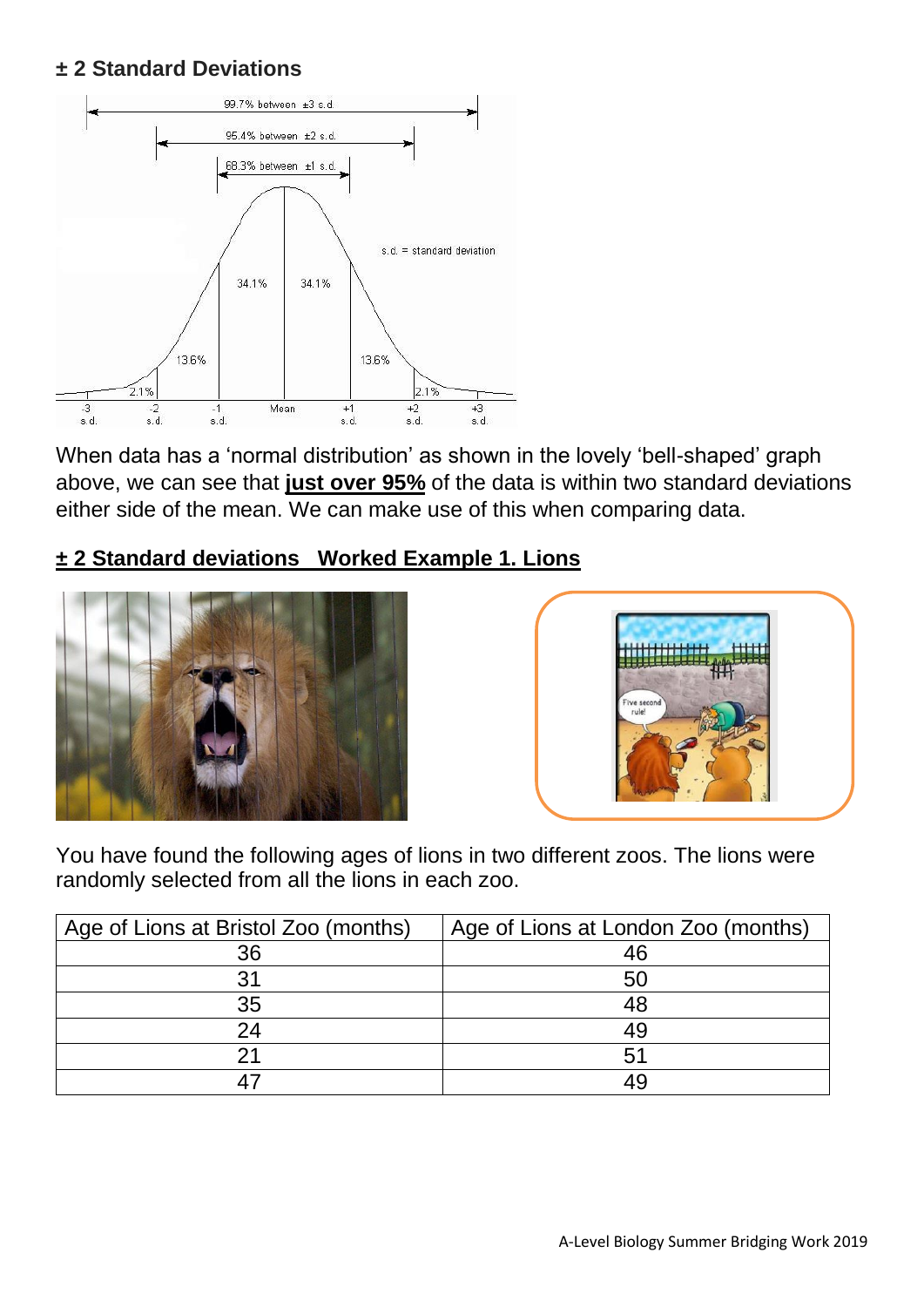## ± 2 Standard Deviations

When data has a 'normal distribution' as shown in the lovely 'bell-shaped' graph above, we can see that **just over 95%** of the data is within two standard deviations either side of the mean. We can make use of this when comparing data.

## ± 2 Standard deviations   Worked Example 1. Lions

You have found the following ages of lions in two different zoos. The lions were randomly selected from all the lions in each zoo.

| Age of Lions at Bristol Zoo (months) | Age of Lions at London Zoo (months) |
|---|---|
| 36 | 46 |
| 31 | 50 |
| 35 | 48 |
| 24 | 49 |
| 21 | 51 |
| 47 | 49 |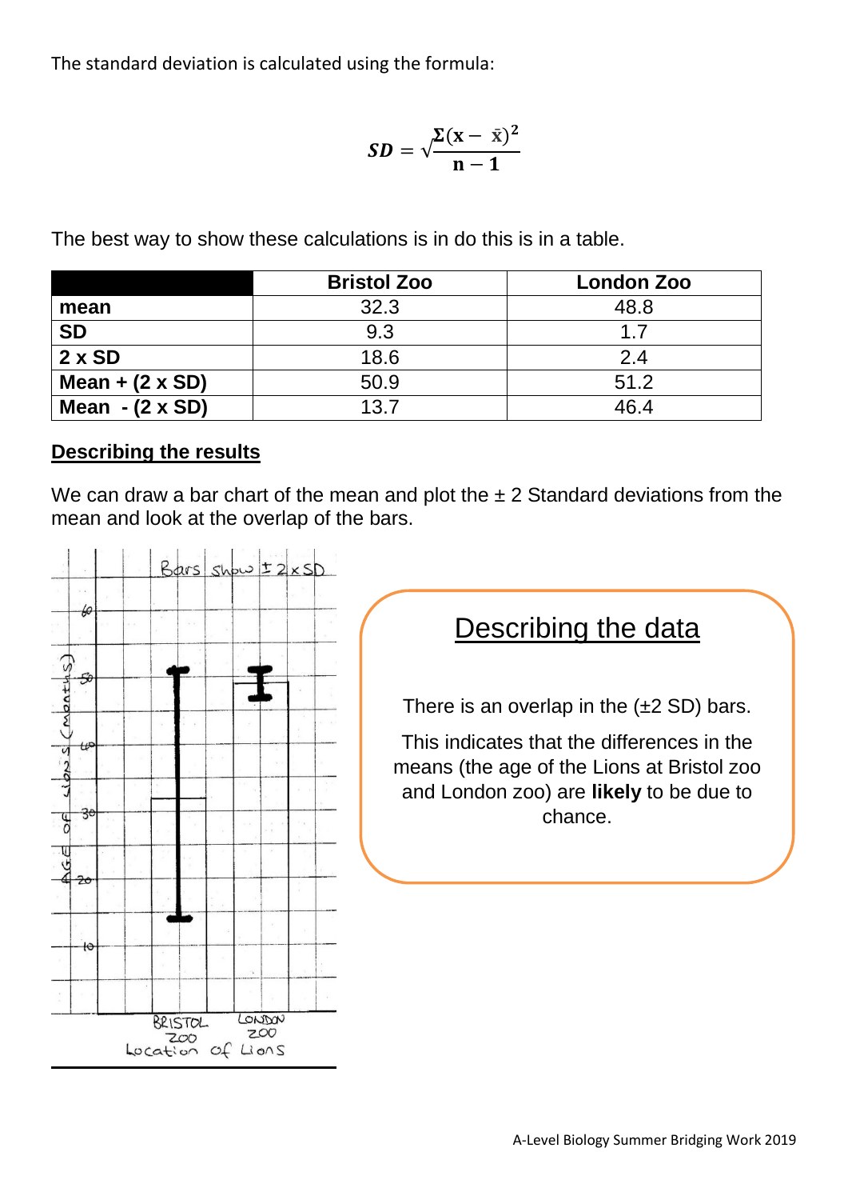The standard deviation is calculated using the formula:

$$SD = \sqrt{\frac{\Sigma(x - \bar{x})^2}{n - 1}}$$

The best way to show these calculations is in do this is in a table.

| | Bristol Zoo | London Zoo |
|---|---|---|
| **mean** | 32.3 | 48.8 |
| **SD** | 9.3 | 1.7 |
| **2 x SD** | 18.6 | 2.4 |
| **Mean + (2 x SD)** | 50.9 | 51.2 |
| **Mean - (2 x SD)** | 13.7 | 46.4 |

**Describing the results**

We can draw a bar chart of the mean and plot the ± 2 Standard deviations from the mean and look at the overlap of the bars.

## Describing the data

There is an overlap in the (±2 SD) bars.

This indicates that the differences in the means (the age of the Lions at Bristol zoo and London zoo) are **likely** to be due to chance.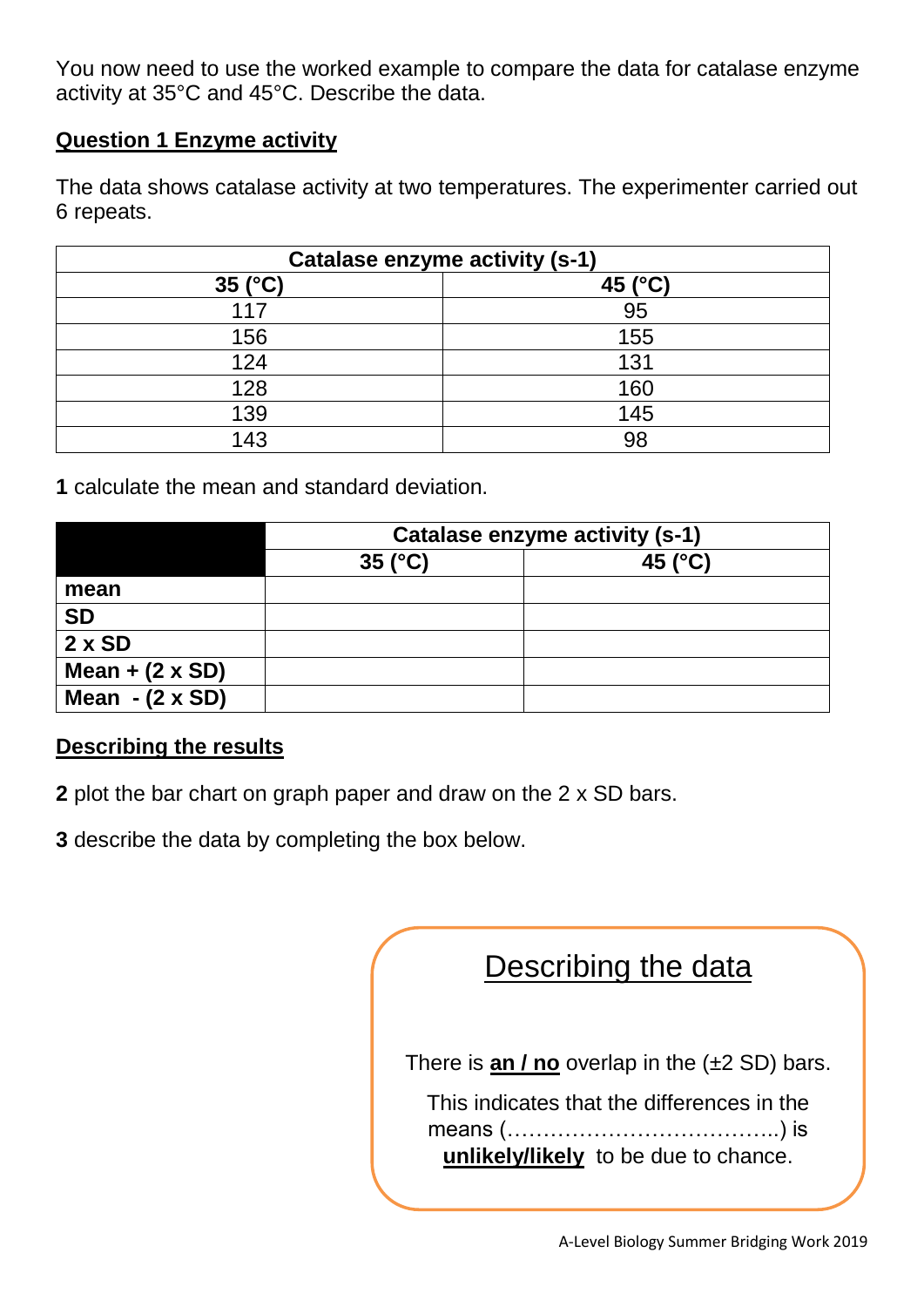You now need to use the worked example to compare the data for catalase enzyme activity at 35°C and 45°C. Describe the data.

## Question 1 Enzyme activity

The data shows catalase activity at two temperatures. The experimenter carried out 6 repeats.

| Catalase enzyme activity (s-1) | |
|---|---|
| **35 (°C)** | **45 (°C)** |
| 117 | 95 |
| 156 | 155 |
| 124 | 131 |
| 128 | 160 |
| 139 | 145 |
| 143 | 98 |

**1** calculate the mean and standard deviation.

| | Catalase enzyme activity (s-1) | |
|---|---|---|
| | **35 (°C)** | **45 (°C)** |
| **mean** | | |
| **SD** | | |
| **2 x SD** | | |
| **Mean + (2 x SD)** | | |
| **Mean - (2 x SD)** | | |

## Describing the results

**2** plot the bar chart on graph paper and draw on the 2 x SD bars.

**3** describe the data by completing the box below.

### Describing the data

There is **an / no** overlap in the (±2 SD) bars.

This indicates that the differences in the means (………………………………..) is **unlikely/likely** to be due to chance.